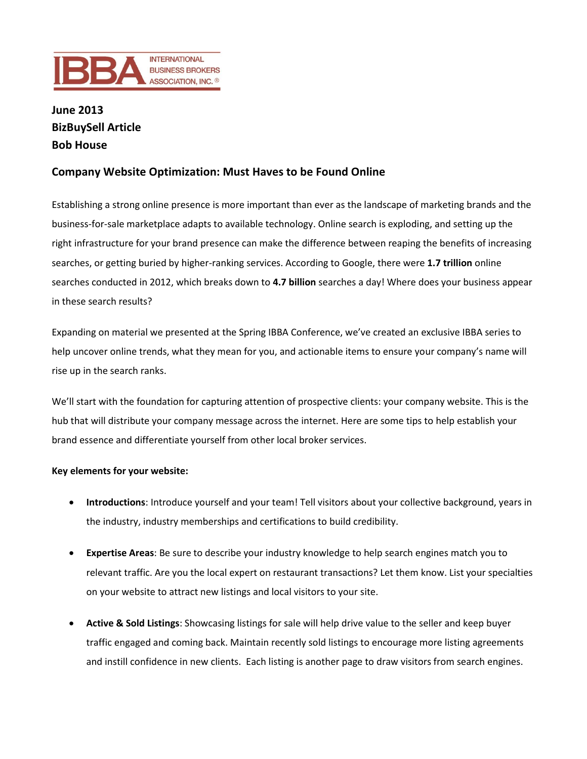IBBA INTERNATIONAL BUSINESS BROKERS ASSOCIATION, INC.®

**June 2013**
**BizBuySell Article**
**Bob House**

## Company Website Optimization: Must Haves to be Found Online

Establishing a strong online presence is more important than ever as the landscape of marketing brands and the business-for-sale marketplace adapts to available technology. Online search is exploding, and setting up the right infrastructure for your brand presence can make the difference between reaping the benefits of increasing searches, or getting buried by higher-ranking services. According to Google, there were **1.7 trillion** online searches conducted in 2012, which breaks down to **4.7 billion** searches a day! Where does your business appear in these search results?

Expanding on material we presented at the Spring IBBA Conference, we've created an exclusive IBBA series to help uncover online trends, what they mean for you, and actionable items to ensure your company's name will rise up in the search ranks.

We'll start with the foundation for capturing attention of prospective clients: your company website. This is the hub that will distribute your company message across the internet. Here are some tips to help establish your brand essence and differentiate yourself from other local broker services.

**Key elements for your website:**

- **Introductions**: Introduce yourself and your team! Tell visitors about your collective background, years in the industry, industry memberships and certifications to build credibility.
- **Expertise Areas**: Be sure to describe your industry knowledge to help search engines match you to relevant traffic. Are you the local expert on restaurant transactions? Let them know. List your specialties on your website to attract new listings and local visitors to your site.
- **Active & Sold Listings**: Showcasing listings for sale will help drive value to the seller and keep buyer traffic engaged and coming back. Maintain recently sold listings to encourage more listing agreements and instill confidence in new clients. Each listing is another page to draw visitors from search engines.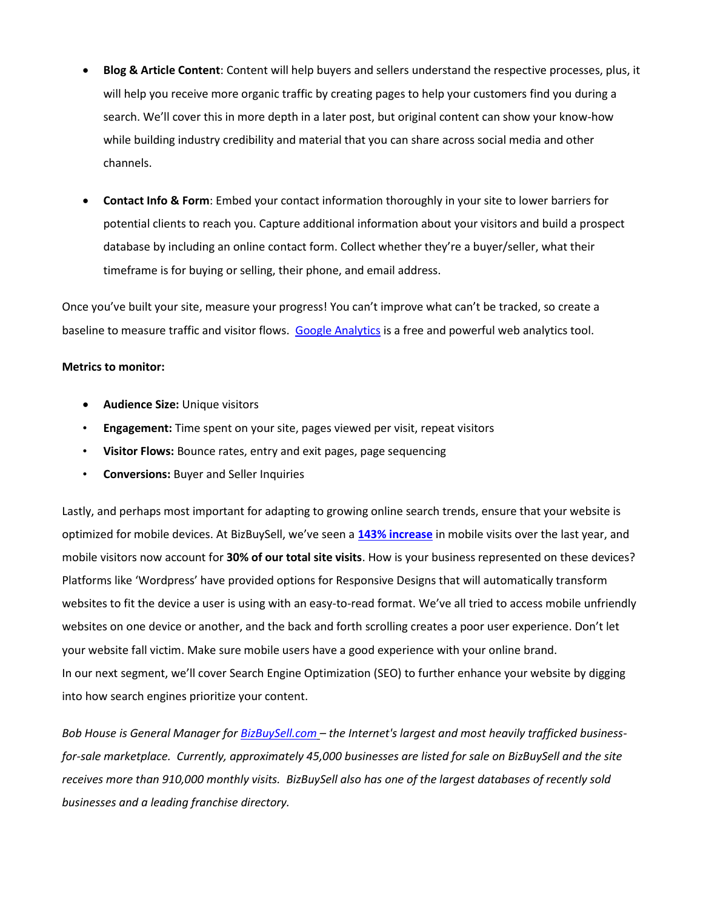- **Blog & Article Content**: Content will help buyers and sellers understand the respective processes, plus, it will help you receive more organic traffic by creating pages to help your customers find you during a search. We'll cover this in more depth in a later post, but original content can show your know-how while building industry credibility and material that you can share across social media and other channels.

- **Contact Info & Form**: Embed your contact information thoroughly in your site to lower barriers for potential clients to reach you. Capture additional information about your visitors and build a prospect database by including an online contact form. Collect whether they're a buyer/seller, what their timeframe is for buying or selling, their phone, and email address.

Once you've built your site, measure your progress! You can't improve what can't be tracked, so create a baseline to measure traffic and visitor flows. Google Analytics is a free and powerful web analytics tool.

**Metrics to monitor:**

- **Audience Size:** Unique visitors
- **Engagement:** Time spent on your site, pages viewed per visit, repeat visitors
- **Visitor Flows:** Bounce rates, entry and exit pages, page sequencing
- **Conversions:** Buyer and Seller Inquiries

Lastly, and perhaps most important for adapting to growing online search trends, ensure that your website is optimized for mobile devices. At BizBuySell, we've seen a **143% increase** in mobile visits over the last year, and mobile visitors now account for **30% of our total site visits**. How is your business represented on these devices? Platforms like 'Wordpress' have provided options for Responsive Designs that will automatically transform websites to fit the device a user is using with an easy-to-read format. We've all tried to access mobile unfriendly websites on one device or another, and the back and forth scrolling creates a poor user experience. Don't let your website fall victim. Make sure mobile users have a good experience with your online brand.
In our next segment, we'll cover Search Engine Optimization (SEO) to further enhance your website by digging into how search engines prioritize your content.

*Bob House is General Manager for BizBuySell.com – the Internet's largest and most heavily trafficked business-for-sale marketplace. Currently, approximately 45,000 businesses are listed for sale on BizBuySell and the site receives more than 910,000 monthly visits. BizBuySell also has one of the largest databases of recently sold businesses and a leading franchise directory.*